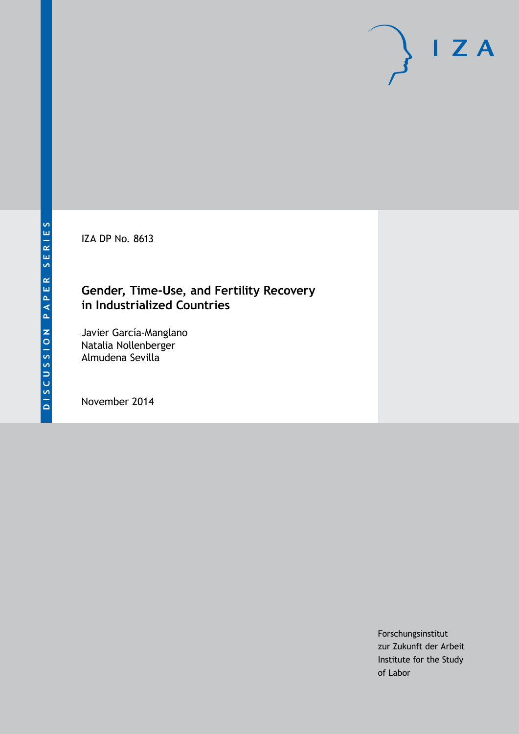DISCUSSION PAPER SERIES

IZA DP No. 8613

# Gender, Time-Use, and Fertility Recovery in Industrialized Countries

Javier García-Manglano
Natalia Nollenberger
Almudena Sevilla

November 2014

Forschungsinstitut
zur Zukunft der Arbeit
Institute for the Study
of Labor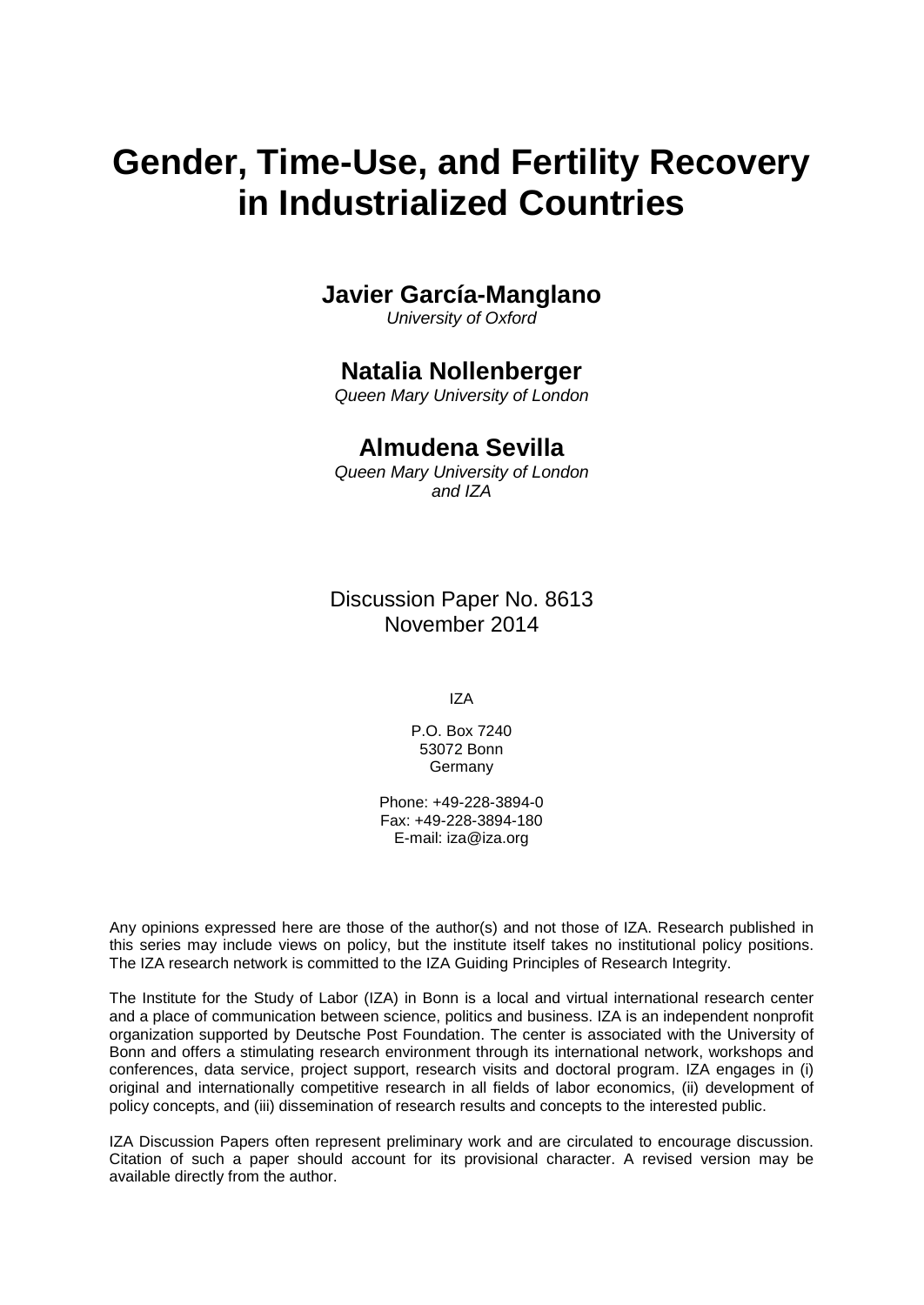# Gender, Time-Use, and Fertility Recovery in Industrialized Countries

## Javier García-Manglano

*University of Oxford*

## Natalia Nollenberger

*Queen Mary University of London*

## Almudena Sevilla

*Queen Mary University of London and IZA*

Discussion Paper No. 8613
November 2014

IZA

P.O. Box 7240
53072 Bonn
Germany

Phone: +49-228-3894-0
Fax: +49-228-3894-180
E-mail: iza@iza.org

Any opinions expressed here are those of the author(s) and not those of IZA. Research published in this series may include views on policy, but the institute itself takes no institutional policy positions. The IZA research network is committed to the IZA Guiding Principles of Research Integrity.

The Institute for the Study of Labor (IZA) in Bonn is a local and virtual international research center and a place of communication between science, politics and business. IZA is an independent nonprofit organization supported by Deutsche Post Foundation. The center is associated with the University of Bonn and offers a stimulating research environment through its international network, workshops and conferences, data service, project support, research visits and doctoral program. IZA engages in (i) original and internationally competitive research in all fields of labor economics, (ii) development of policy concepts, and (iii) dissemination of research results and concepts to the interested public.

IZA Discussion Papers often represent preliminary work and are circulated to encourage discussion. Citation of such a paper should account for its provisional character. A revised version may be available directly from the author.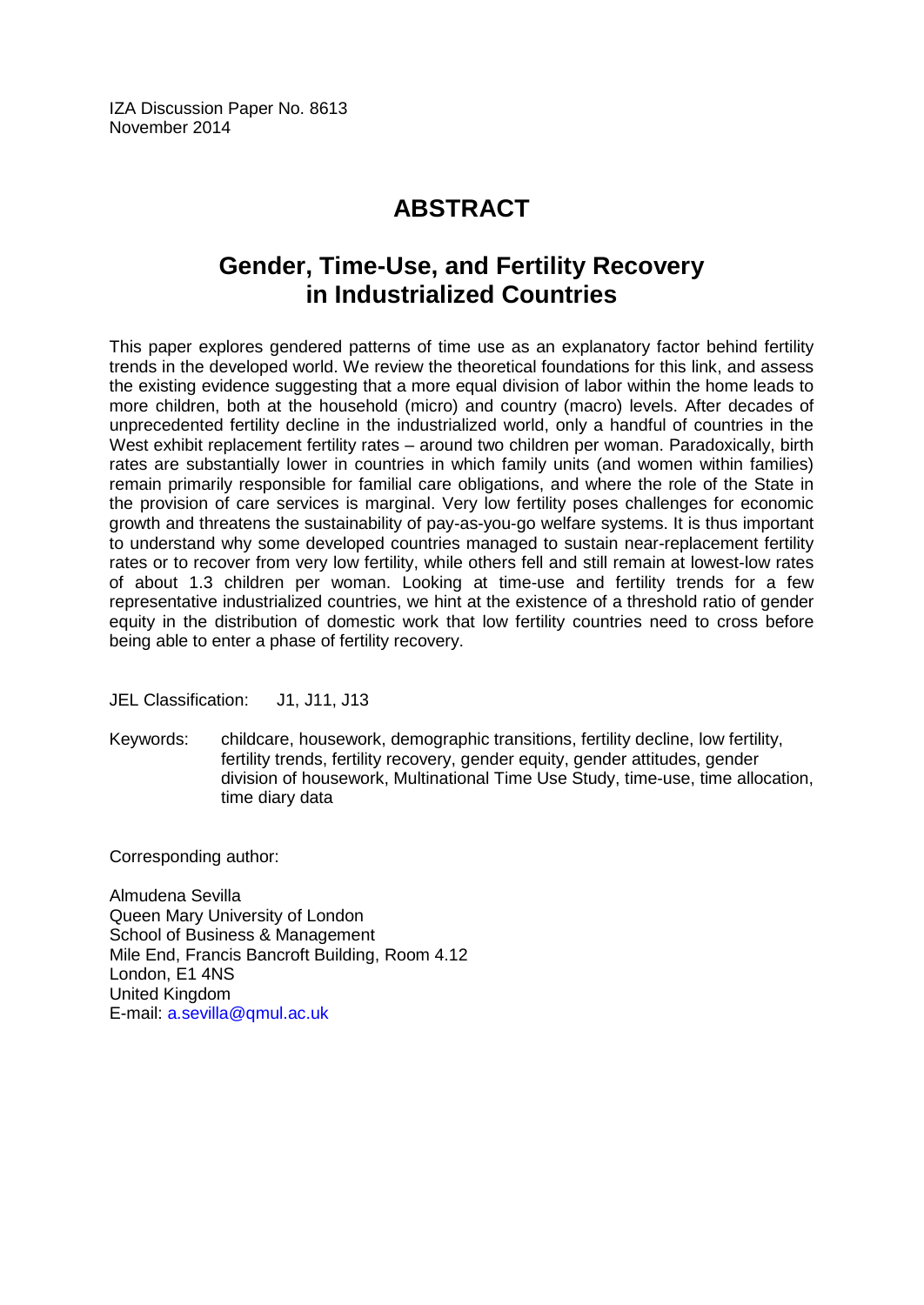IZA Discussion Paper No. 8613
November 2014

# ABSTRACT

## Gender, Time-Use, and Fertility Recovery in Industrialized Countries

This paper explores gendered patterns of time use as an explanatory factor behind fertility trends in the developed world. We review the theoretical foundations for this link, and assess the existing evidence suggesting that a more equal division of labor within the home leads to more children, both at the household (micro) and country (macro) levels. After decades of unprecedented fertility decline in the industrialized world, only a handful of countries in the West exhibit replacement fertility rates – around two children per woman. Paradoxically, birth rates are substantially lower in countries in which family units (and women within families) remain primarily responsible for familial care obligations, and where the role of the State in the provision of care services is marginal. Very low fertility poses challenges for economic growth and threatens the sustainability of pay-as-you-go welfare systems. It is thus important to understand why some developed countries managed to sustain near-replacement fertility rates or to recover from very low fertility, while others fell and still remain at lowest-low rates of about 1.3 children per woman. Looking at time-use and fertility trends for a few representative industrialized countries, we hint at the existence of a threshold ratio of gender equity in the distribution of domestic work that low fertility countries need to cross before being able to enter a phase of fertility recovery.

JEL Classification: J1, J11, J13

Keywords: childcare, housework, demographic transitions, fertility decline, low fertility, fertility trends, fertility recovery, gender equity, gender attitudes, gender division of housework, Multinational Time Use Study, time-use, time allocation, time diary data

Corresponding author:

Almudena Sevilla
Queen Mary University of London
School of Business & Management
Mile End, Francis Bancroft Building, Room 4.12
London, E1 4NS
United Kingdom
E-mail: a.sevilla@qmul.ac.uk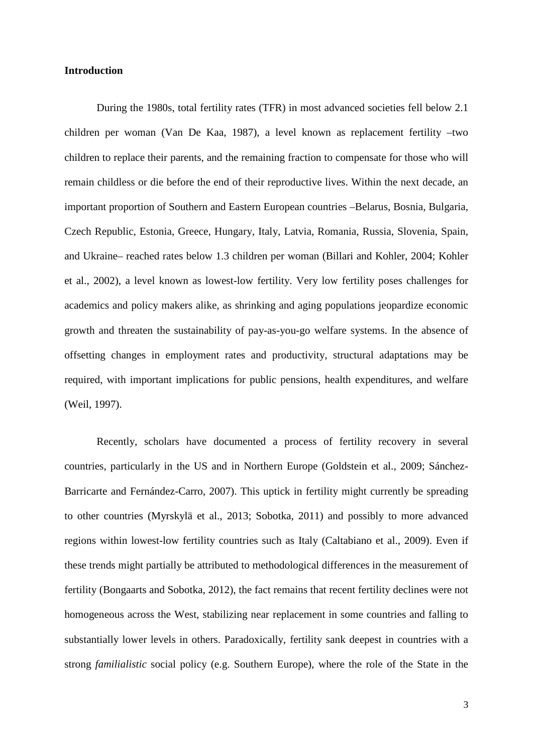**Introduction**

During the 1980s, total fertility rates (TFR) in most advanced societies fell below 2.1 children per woman (Van De Kaa, 1987), a level known as replacement fertility –two children to replace their parents, and the remaining fraction to compensate for those who will remain childless or die before the end of their reproductive lives. Within the next decade, an important proportion of Southern and Eastern European countries –Belarus, Bosnia, Bulgaria, Czech Republic, Estonia, Greece, Hungary, Italy, Latvia, Romania, Russia, Slovenia, Spain, and Ukraine– reached rates below 1.3 children per woman (Billari and Kohler, 2004; Kohler et al., 2002), a level known as lowest-low fertility. Very low fertility poses challenges for academics and policy makers alike, as shrinking and aging populations jeopardize economic growth and threaten the sustainability of pay-as-you-go welfare systems. In the absence of offsetting changes in employment rates and productivity, structural adaptations may be required, with important implications for public pensions, health expenditures, and welfare (Weil, 1997).

Recently, scholars have documented a process of fertility recovery in several countries, particularly in the US and in Northern Europe (Goldstein et al., 2009; Sánchez-Barricarte and Fernández-Carro, 2007). This uptick in fertility might currently be spreading to other countries (Myrskylä et al., 2013; Sobotka, 2011) and possibly to more advanced regions within lowest-low fertility countries such as Italy (Caltabiano et al., 2009). Even if these trends might partially be attributed to methodological differences in the measurement of fertility (Bongaarts and Sobotka, 2012), the fact remains that recent fertility declines were not homogeneous across the West, stabilizing near replacement in some countries and falling to substantially lower levels in others. Paradoxically, fertility sank deepest in countries with a strong *familialistic* social policy (e.g. Southern Europe), where the role of the State in the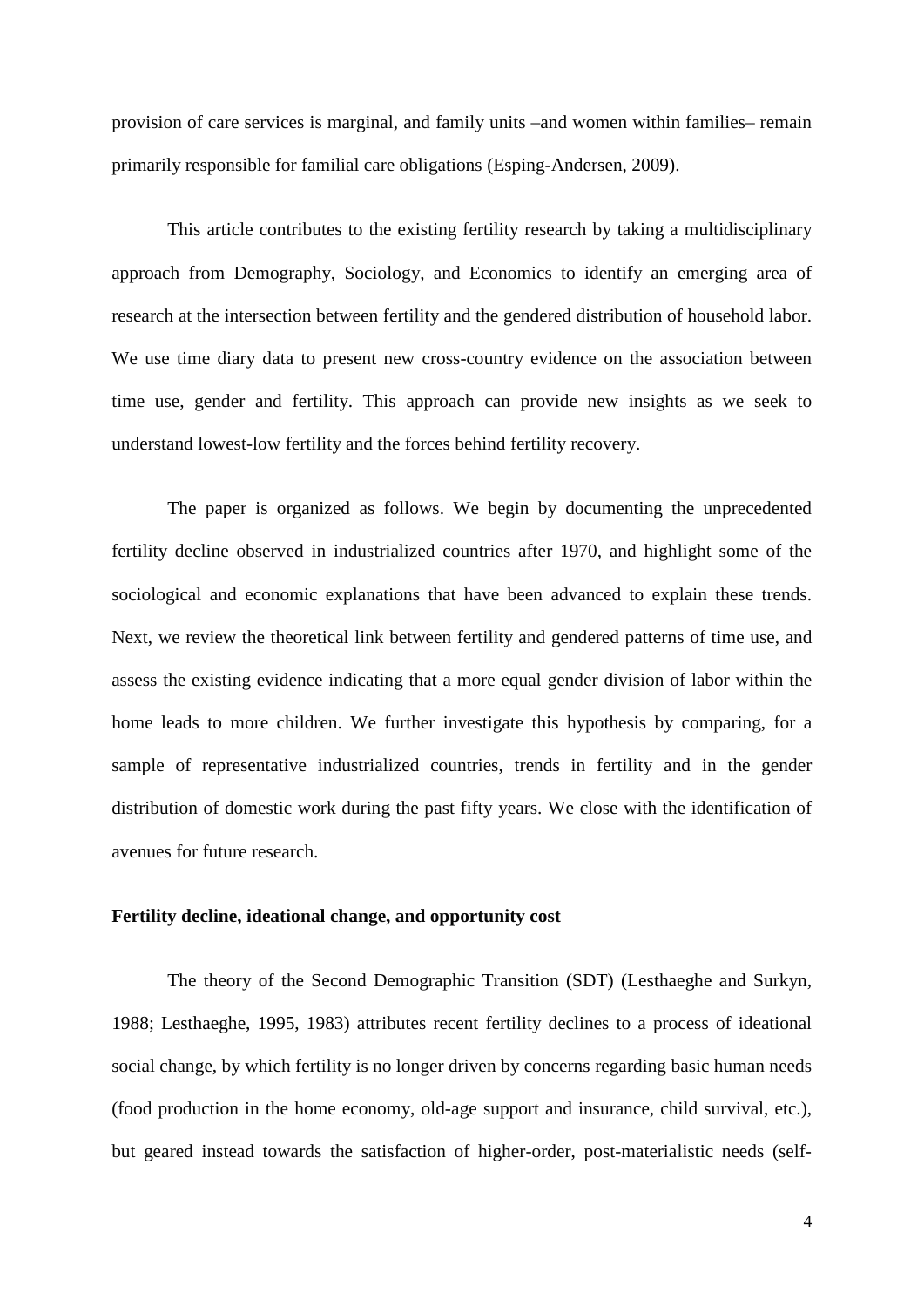provision of care services is marginal, and family units –and women within families– remain primarily responsible for familial care obligations (Esping-Andersen, 2009).

This article contributes to the existing fertility research by taking a multidisciplinary approach from Demography, Sociology, and Economics to identify an emerging area of research at the intersection between fertility and the gendered distribution of household labor. We use time diary data to present new cross-country evidence on the association between time use, gender and fertility. This approach can provide new insights as we seek to understand lowest-low fertility and the forces behind fertility recovery.

The paper is organized as follows. We begin by documenting the unprecedented fertility decline observed in industrialized countries after 1970, and highlight some of the sociological and economic explanations that have been advanced to explain these trends. Next, we review the theoretical link between fertility and gendered patterns of time use, and assess the existing evidence indicating that a more equal gender division of labor within the home leads to more children. We further investigate this hypothesis by comparing, for a sample of representative industrialized countries, trends in fertility and in the gender distribution of domestic work during the past fifty years. We close with the identification of avenues for future research.

**Fertility decline, ideational change, and opportunity cost**

The theory of the Second Demographic Transition (SDT) (Lesthaeghe and Surkyn, 1988; Lesthaeghe, 1995, 1983) attributes recent fertility declines to a process of ideational social change, by which fertility is no longer driven by concerns regarding basic human needs (food production in the home economy, old-age support and insurance, child survival, etc.), but geared instead towards the satisfaction of higher-order, post-materialistic needs (self-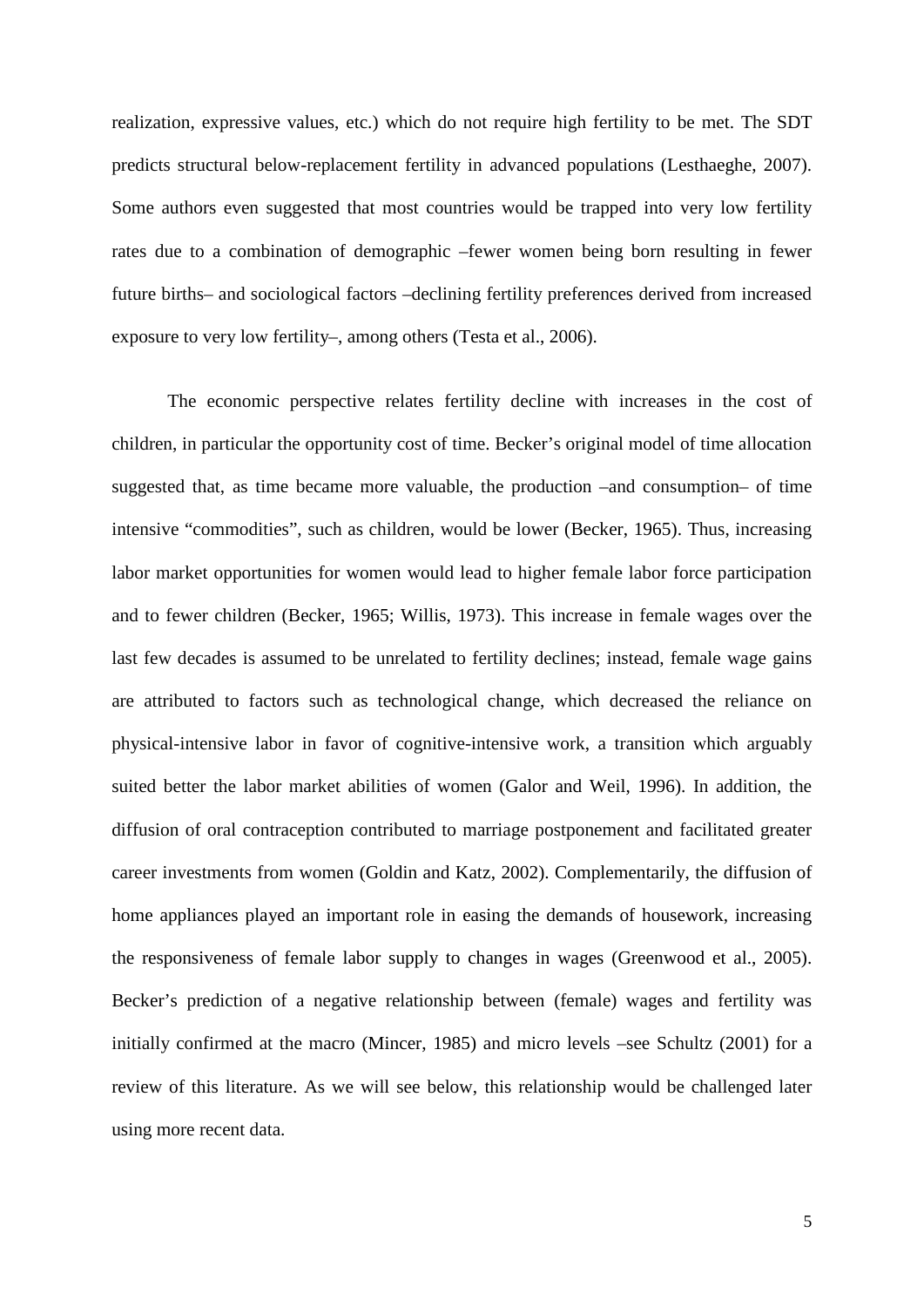realization, expressive values, etc.) which do not require high fertility to be met. The SDT predicts structural below-replacement fertility in advanced populations (Lesthaeghe, 2007). Some authors even suggested that most countries would be trapped into very low fertility rates due to a combination of demographic –fewer women being born resulting in fewer future births– and sociological factors –declining fertility preferences derived from increased exposure to very low fertility–, among others (Testa et al., 2006).

The economic perspective relates fertility decline with increases in the cost of children, in particular the opportunity cost of time. Becker's original model of time allocation suggested that, as time became more valuable, the production –and consumption– of time intensive "commodities", such as children, would be lower (Becker, 1965). Thus, increasing labor market opportunities for women would lead to higher female labor force participation and to fewer children (Becker, 1965; Willis, 1973). This increase in female wages over the last few decades is assumed to be unrelated to fertility declines; instead, female wage gains are attributed to factors such as technological change, which decreased the reliance on physical-intensive labor in favor of cognitive-intensive work, a transition which arguably suited better the labor market abilities of women (Galor and Weil, 1996). In addition, the diffusion of oral contraception contributed to marriage postponement and facilitated greater career investments from women (Goldin and Katz, 2002). Complementarily, the diffusion of home appliances played an important role in easing the demands of housework, increasing the responsiveness of female labor supply to changes in wages (Greenwood et al., 2005). Becker's prediction of a negative relationship between (female) wages and fertility was initially confirmed at the macro (Mincer, 1985) and micro levels –see Schultz (2001) for a review of this literature. As we will see below, this relationship would be challenged later using more recent data.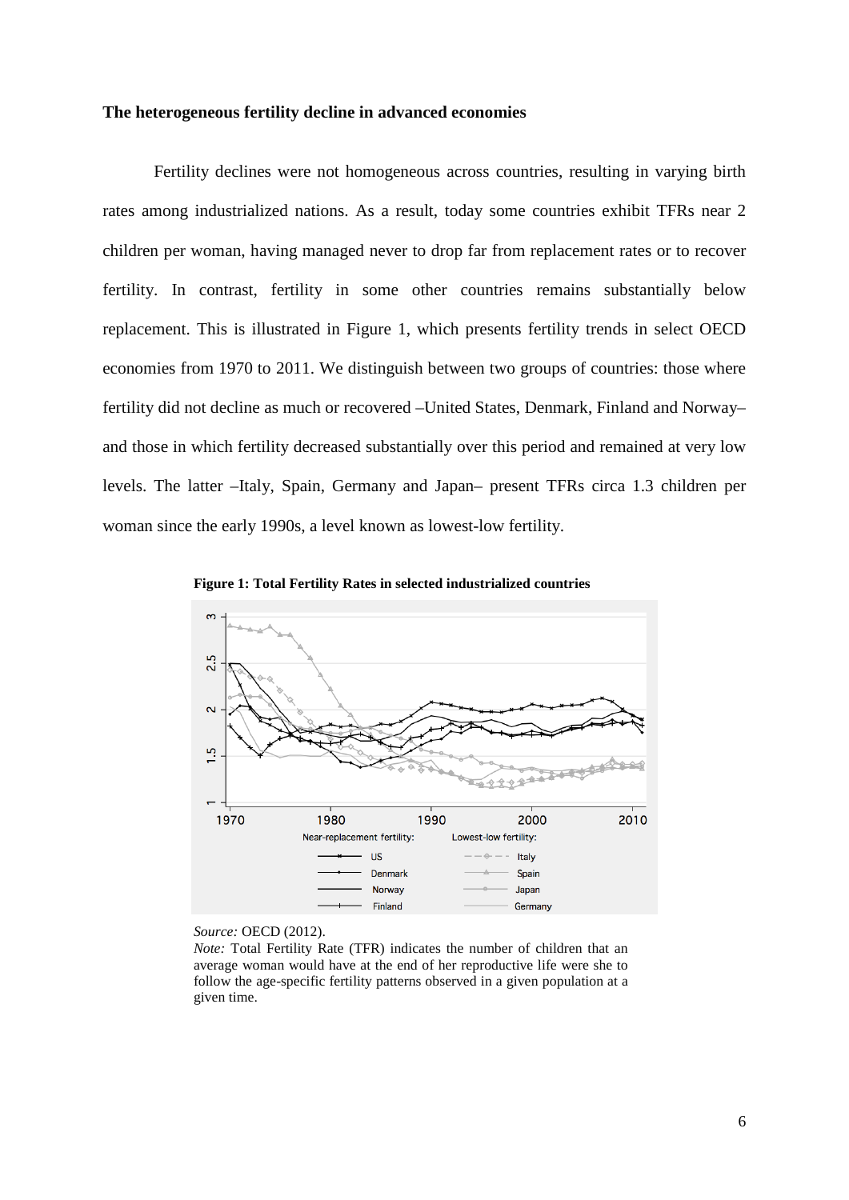**The heterogeneous fertility decline in advanced economies**

Fertility declines were not homogeneous across countries, resulting in varying birth rates among industrialized nations. As a result, today some countries exhibit TFRs near 2 children per woman, having managed never to drop far from replacement rates or to recover fertility. In contrast, fertility in some other countries remains substantially below replacement. This is illustrated in Figure 1, which presents fertility trends in select OECD economies from 1970 to 2011. We distinguish between two groups of countries: those where fertility did not decline as much or recovered –United States, Denmark, Finland and Norway– and those in which fertility decreased substantially over this period and remained at very low levels. The latter –Italy, Spain, Germany and Japan– present TFRs circa 1.3 children per woman since the early 1990s, a level known as lowest-low fertility.

**Figure 1: Total Fertility Rates in selected industrialized countries**

*Source:* OECD (2012).
*Note:* Total Fertility Rate (TFR) indicates the number of children that an average woman would have at the end of her reproductive life were she to follow the age-specific fertility patterns observed in a given population at a given time.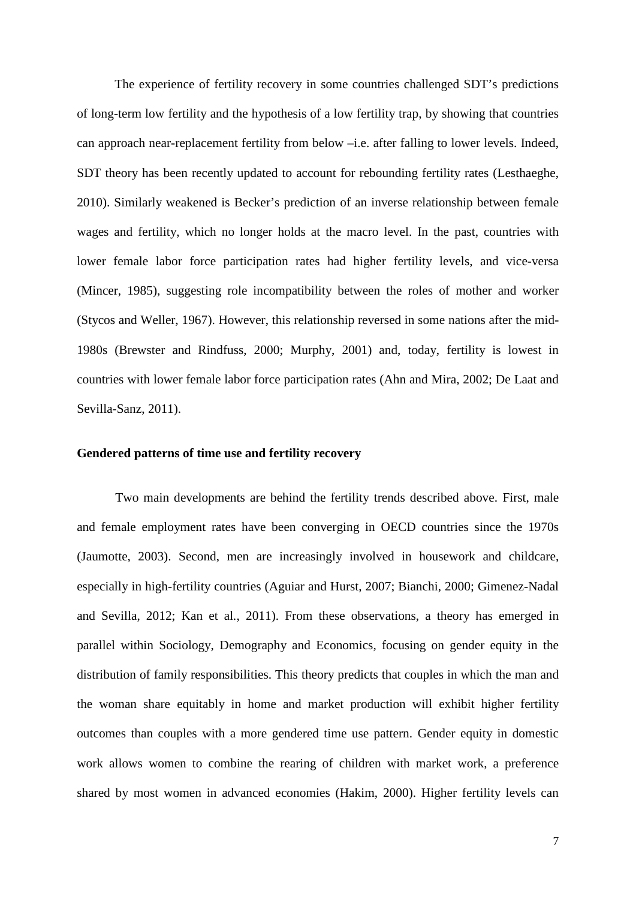The experience of fertility recovery in some countries challenged SDT's predictions of long-term low fertility and the hypothesis of a low fertility trap, by showing that countries can approach near-replacement fertility from below –i.e. after falling to lower levels. Indeed, SDT theory has been recently updated to account for rebounding fertility rates (Lesthaeghe, 2010). Similarly weakened is Becker's prediction of an inverse relationship between female wages and fertility, which no longer holds at the macro level. In the past, countries with lower female labor force participation rates had higher fertility levels, and vice-versa (Mincer, 1985), suggesting role incompatibility between the roles of mother and worker (Stycos and Weller, 1967). However, this relationship reversed in some nations after the mid-1980s (Brewster and Rindfuss, 2000; Murphy, 2001) and, today, fertility is lowest in countries with lower female labor force participation rates (Ahn and Mira, 2002; De Laat and Sevilla-Sanz, 2011).

## Gendered patterns of time use and fertility recovery

Two main developments are behind the fertility trends described above. First, male and female employment rates have been converging in OECD countries since the 1970s (Jaumotte, 2003). Second, men are increasingly involved in housework and childcare, especially in high-fertility countries (Aguiar and Hurst, 2007; Bianchi, 2000; Gimenez-Nadal and Sevilla, 2012; Kan et al., 2011). From these observations, a theory has emerged in parallel within Sociology, Demography and Economics, focusing on gender equity in the distribution of family responsibilities. This theory predicts that couples in which the man and the woman share equitably in home and market production will exhibit higher fertility outcomes than couples with a more gendered time use pattern. Gender equity in domestic work allows women to combine the rearing of children with market work, a preference shared by most women in advanced economies (Hakim, 2000). Higher fertility levels can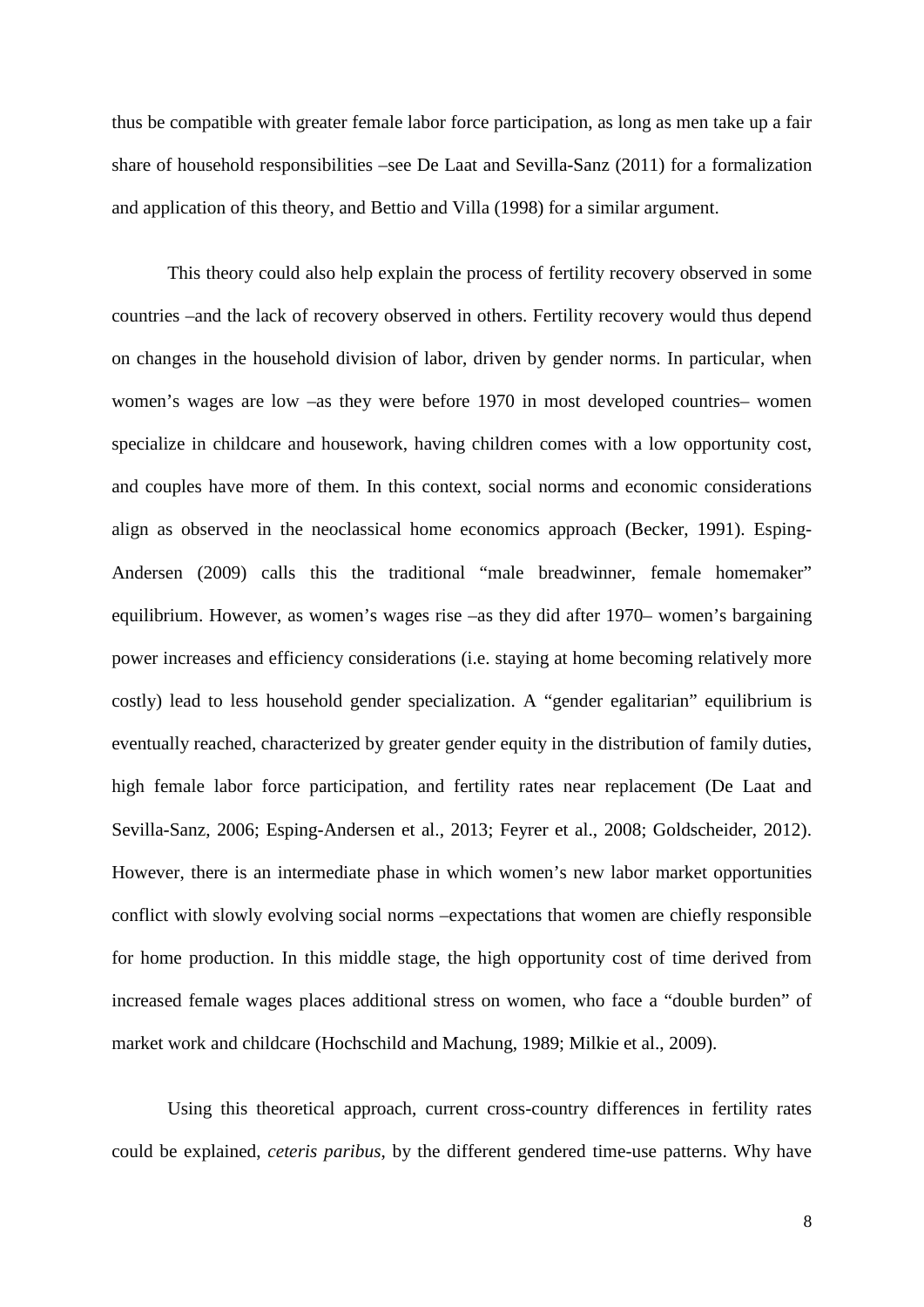thus be compatible with greater female labor force participation, as long as men take up a fair share of household responsibilities –see De Laat and Sevilla-Sanz (2011) for a formalization and application of this theory, and Bettio and Villa (1998) for a similar argument.

This theory could also help explain the process of fertility recovery observed in some countries –and the lack of recovery observed in others. Fertility recovery would thus depend on changes in the household division of labor, driven by gender norms. In particular, when women's wages are low –as they were before 1970 in most developed countries– women specialize in childcare and housework, having children comes with a low opportunity cost, and couples have more of them. In this context, social norms and economic considerations align as observed in the neoclassical home economics approach (Becker, 1991). Esping-Andersen (2009) calls this the traditional "male breadwinner, female homemaker" equilibrium. However, as women's wages rise –as they did after 1970– women's bargaining power increases and efficiency considerations (i.e. staying at home becoming relatively more costly) lead to less household gender specialization. A "gender egalitarian" equilibrium is eventually reached, characterized by greater gender equity in the distribution of family duties, high female labor force participation, and fertility rates near replacement (De Laat and Sevilla-Sanz, 2006; Esping-Andersen et al., 2013; Feyrer et al., 2008; Goldscheider, 2012). However, there is an intermediate phase in which women's new labor market opportunities conflict with slowly evolving social norms –expectations that women are chiefly responsible for home production. In this middle stage, the high opportunity cost of time derived from increased female wages places additional stress on women, who face a "double burden" of market work and childcare (Hochschild and Machung, 1989; Milkie et al., 2009).

Using this theoretical approach, current cross-country differences in fertility rates could be explained, *ceteris paribus*, by the different gendered time-use patterns. Why have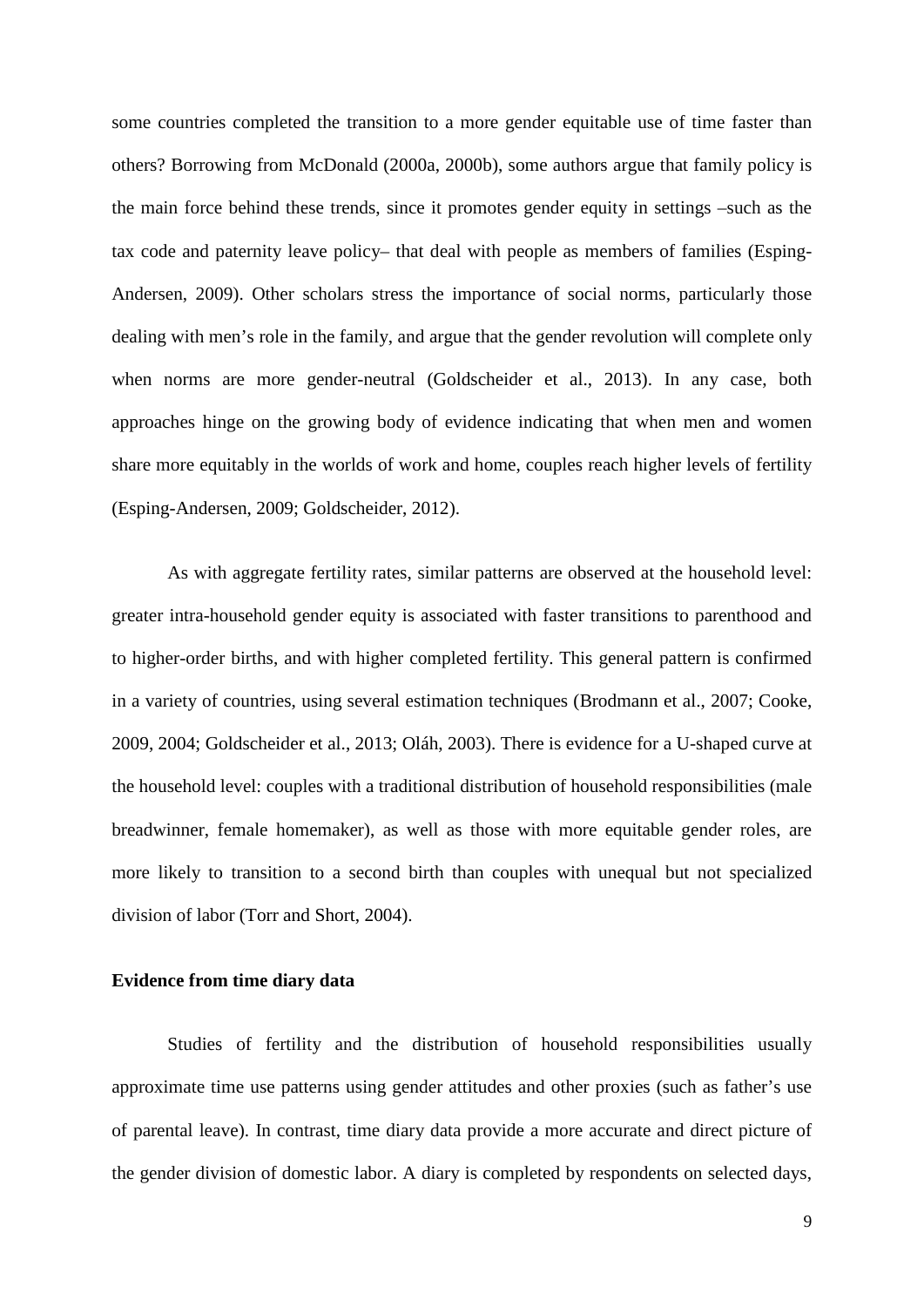some countries completed the transition to a more gender equitable use of time faster than others? Borrowing from McDonald (2000a, 2000b), some authors argue that family policy is the main force behind these trends, since it promotes gender equity in settings –such as the tax code and paternity leave policy– that deal with people as members of families (Esping-Andersen, 2009). Other scholars stress the importance of social norms, particularly those dealing with men's role in the family, and argue that the gender revolution will complete only when norms are more gender-neutral (Goldscheider et al., 2013). In any case, both approaches hinge on the growing body of evidence indicating that when men and women share more equitably in the worlds of work and home, couples reach higher levels of fertility (Esping-Andersen, 2009; Goldscheider, 2012).

As with aggregate fertility rates, similar patterns are observed at the household level: greater intra-household gender equity is associated with faster transitions to parenthood and to higher-order births, and with higher completed fertility. This general pattern is confirmed in a variety of countries, using several estimation techniques (Brodmann et al., 2007; Cooke, 2009, 2004; Goldscheider et al., 2013; Oláh, 2003). There is evidence for a U-shaped curve at the household level: couples with a traditional distribution of household responsibilities (male breadwinner, female homemaker), as well as those with more equitable gender roles, are more likely to transition to a second birth than couples with unequal but not specialized division of labor (Torr and Short, 2004).

**Evidence from time diary data**

Studies of fertility and the distribution of household responsibilities usually approximate time use patterns using gender attitudes and other proxies (such as father's use of parental leave). In contrast, time diary data provide a more accurate and direct picture of the gender division of domestic labor. A diary is completed by respondents on selected days,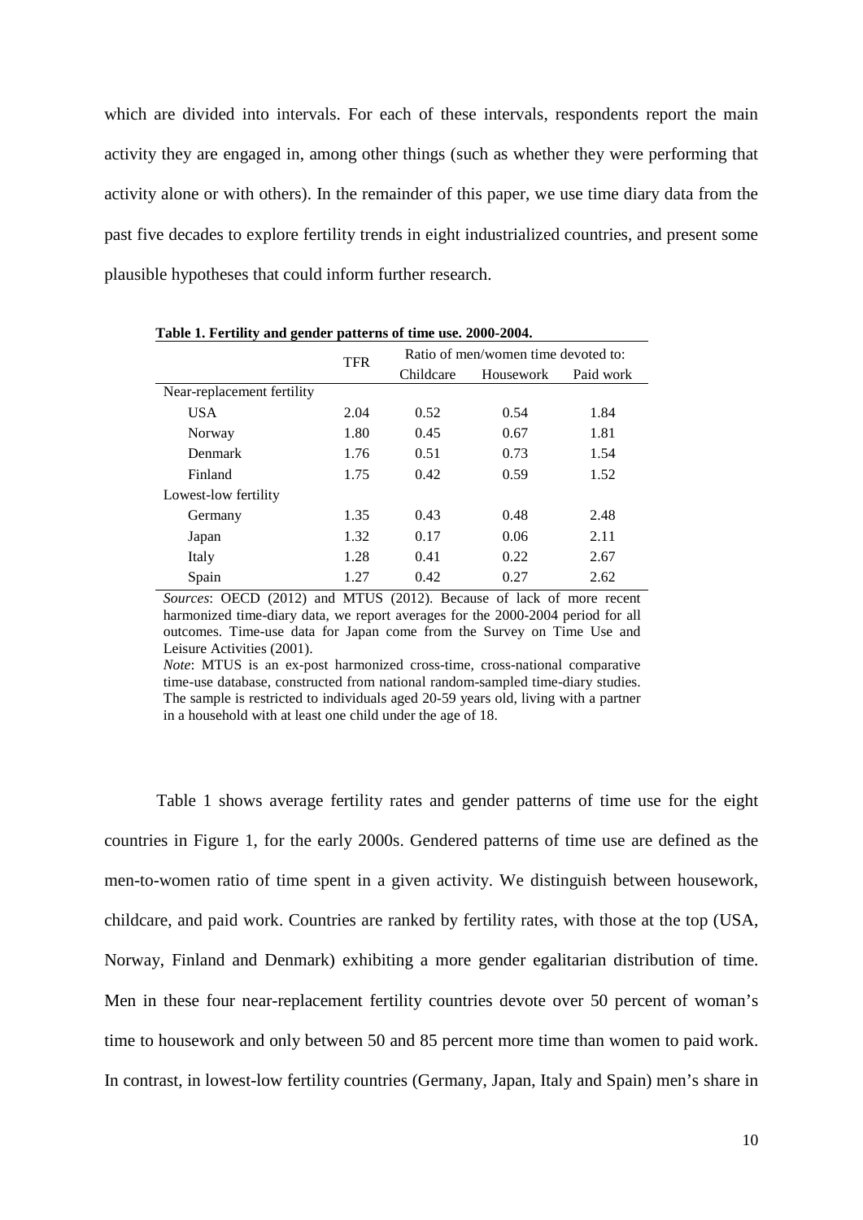which are divided into intervals. For each of these intervals, respondents report the main activity they are engaged in, among other things (such as whether they were performing that activity alone or with others). In the remainder of this paper, we use time diary data from the past five decades to explore fertility trends in eight industrialized countries, and present some plausible hypotheses that could inform further research.

**Table 1. Fertility and gender patterns of time use. 2000-2004.**

| | TFR | Ratio of men/women time devoted to: | | |
|---|---|---|---|---|
| | | Childcare | Housework | Paid work |
| Near-replacement fertility | | | | |
| USA | 2.04 | 0.52 | 0.54 | 1.84 |
| Norway | 1.80 | 0.45 | 0.67 | 1.81 |
| Denmark | 1.76 | 0.51 | 0.73 | 1.54 |
| Finland | 1.75 | 0.42 | 0.59 | 1.52 |
| Lowest-low fertility | | | | |
| Germany | 1.35 | 0.43 | 0.48 | 2.48 |
| Japan | 1.32 | 0.17 | 0.06 | 2.11 |
| Italy | 1.28 | 0.41 | 0.22 | 2.67 |
| Spain | 1.27 | 0.42 | 0.27 | 2.62 |

*Sources*: OECD (2012) and MTUS (2012). Because of lack of more recent harmonized time-diary data, we report averages for the 2000-2004 period for all outcomes. Time-use data for Japan come from the Survey on Time Use and Leisure Activities (2001).

*Note*: MTUS is an ex-post harmonized cross-time, cross-national comparative time-use database, constructed from national random-sampled time-diary studies. The sample is restricted to individuals aged 20-59 years old, living with a partner in a household with at least one child under the age of 18.

Table 1 shows average fertility rates and gender patterns of time use for the eight countries in Figure 1, for the early 2000s. Gendered patterns of time use are defined as the men-to-women ratio of time spent in a given activity. We distinguish between housework, childcare, and paid work. Countries are ranked by fertility rates, with those at the top (USA, Norway, Finland and Denmark) exhibiting a more gender egalitarian distribution of time. Men in these four near-replacement fertility countries devote over 50 percent of woman's time to housework and only between 50 and 85 percent more time than women to paid work. In contrast, in lowest-low fertility countries (Germany, Japan, Italy and Spain) men's share in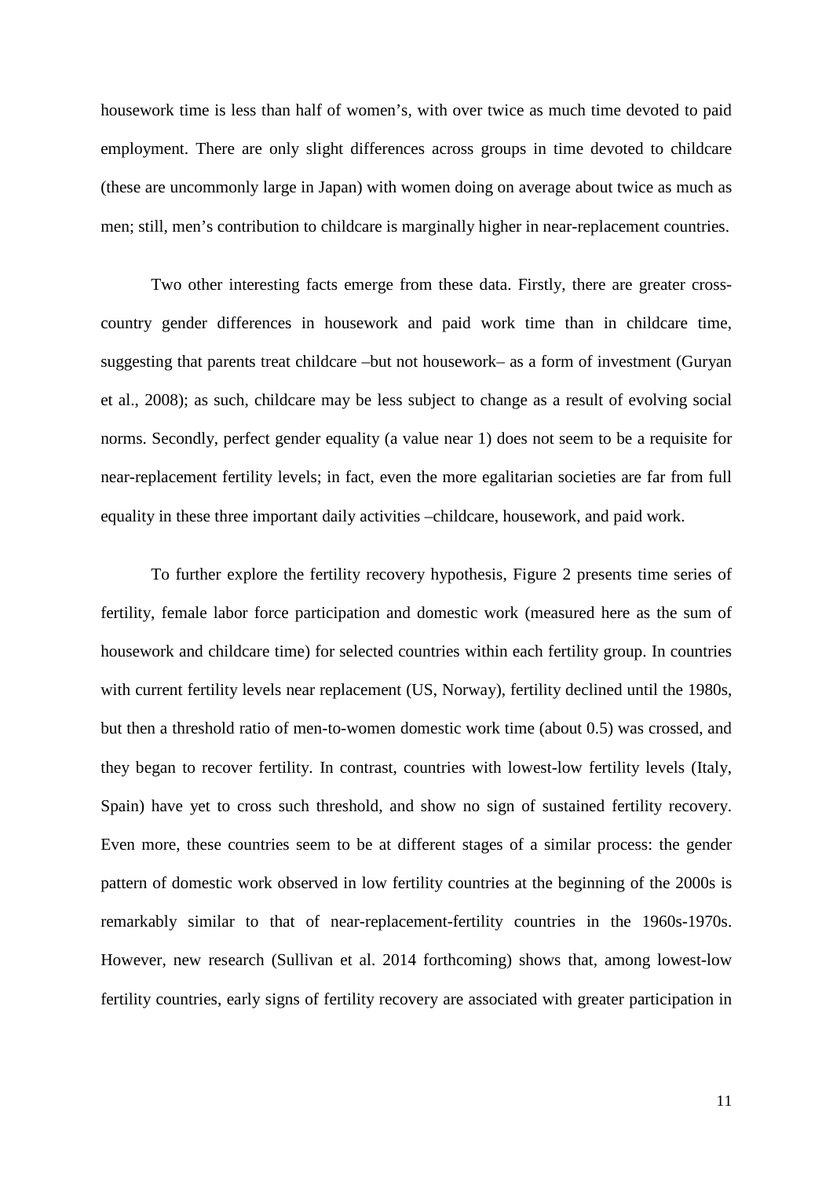housework time is less than half of women's, with over twice as much time devoted to paid employment. There are only slight differences across groups in time devoted to childcare (these are uncommonly large in Japan) with women doing on average about twice as much as men; still, men's contribution to childcare is marginally higher in near-replacement countries.

Two other interesting facts emerge from these data. Firstly, there are greater cross-country gender differences in housework and paid work time than in childcare time, suggesting that parents treat childcare –but not housework– as a form of investment (Guryan et al., 2008); as such, childcare may be less subject to change as a result of evolving social norms. Secondly, perfect gender equality (a value near 1) does not seem to be a requisite for near-replacement fertility levels; in fact, even the more egalitarian societies are far from full equality in these three important daily activities –childcare, housework, and paid work.

To further explore the fertility recovery hypothesis, Figure 2 presents time series of fertility, female labor force participation and domestic work (measured here as the sum of housework and childcare time) for selected countries within each fertility group. In countries with current fertility levels near replacement (US, Norway), fertility declined until the 1980s, but then a threshold ratio of men-to-women domestic work time (about 0.5) was crossed, and they began to recover fertility. In contrast, countries with lowest-low fertility levels (Italy, Spain) have yet to cross such threshold, and show no sign of sustained fertility recovery. Even more, these countries seem to be at different stages of a similar process: the gender pattern of domestic work observed in low fertility countries at the beginning of the 2000s is remarkably similar to that of near-replacement-fertility countries in the 1960s-1970s. However, new research (Sullivan et al. 2014 forthcoming) shows that, among lowest-low fertility countries, early signs of fertility recovery are associated with greater participation in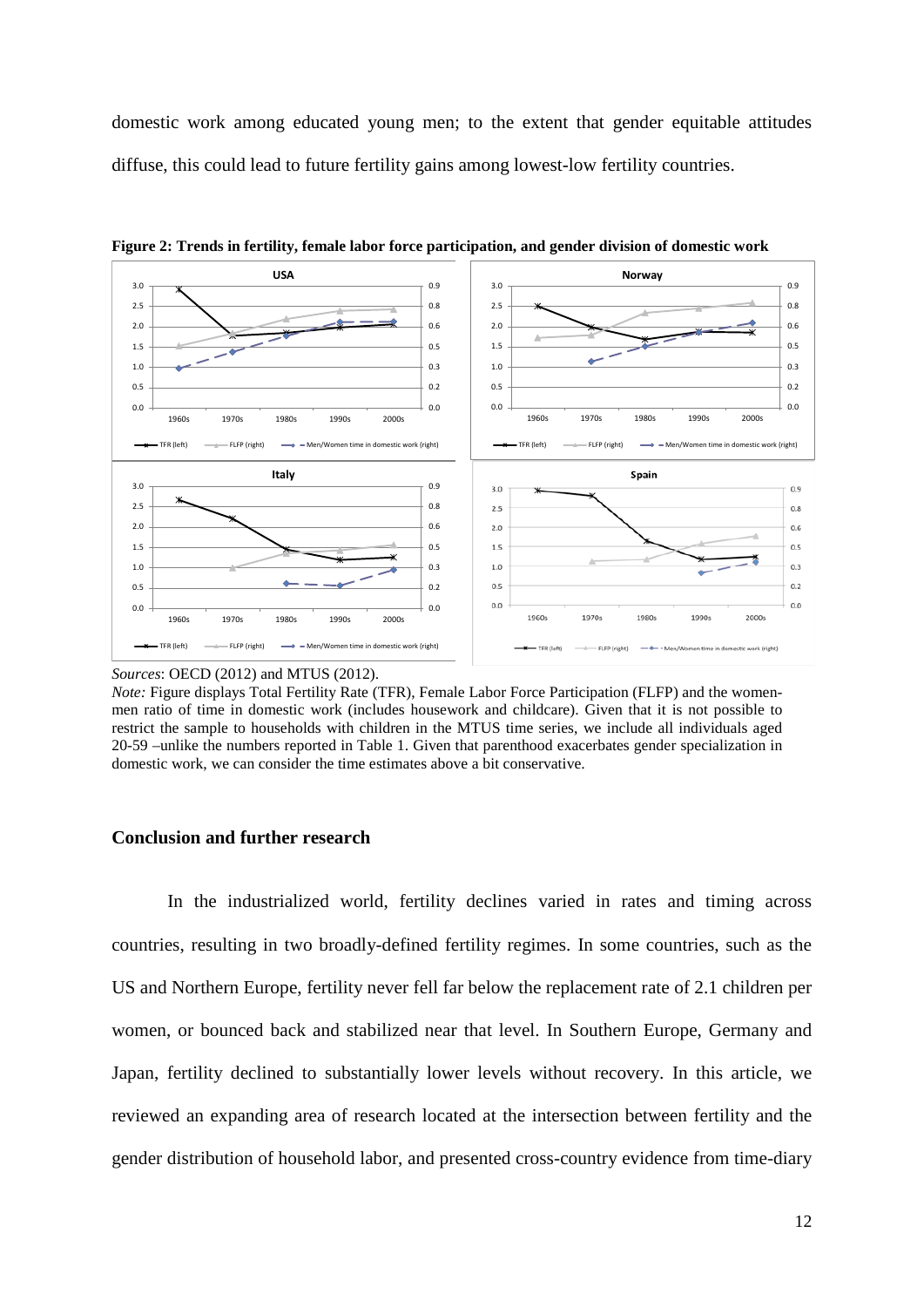domestic work among educated young men; to the extent that gender equitable attitudes diffuse, this could lead to future fertility gains among lowest-low fertility countries.

**Figure 2: Trends in fertility, female labor force participation, and gender division of domestic work**

*Sources*: OECD (2012) and MTUS (2012).

*Note:* Figure displays Total Fertility Rate (TFR), Female Labor Force Participation (FLFP) and the women-men ratio of time in domestic work (includes housework and childcare). Given that it is not possible to restrict the sample to households with children in the MTUS time series, we include all individuals aged 20-59 –unlike the numbers reported in Table 1. Given that parenthood exacerbates gender specialization in domestic work, we can consider the time estimates above a bit conservative.

## Conclusion and further research

In the industrialized world, fertility declines varied in rates and timing across countries, resulting in two broadly-defined fertility regimes. In some countries, such as the US and Northern Europe, fertility never fell far below the replacement rate of 2.1 children per women, or bounced back and stabilized near that level. In Southern Europe, Germany and Japan, fertility declined to substantially lower levels without recovery. In this article, we reviewed an expanding area of research located at the intersection between fertility and the gender distribution of household labor, and presented cross-country evidence from time-diary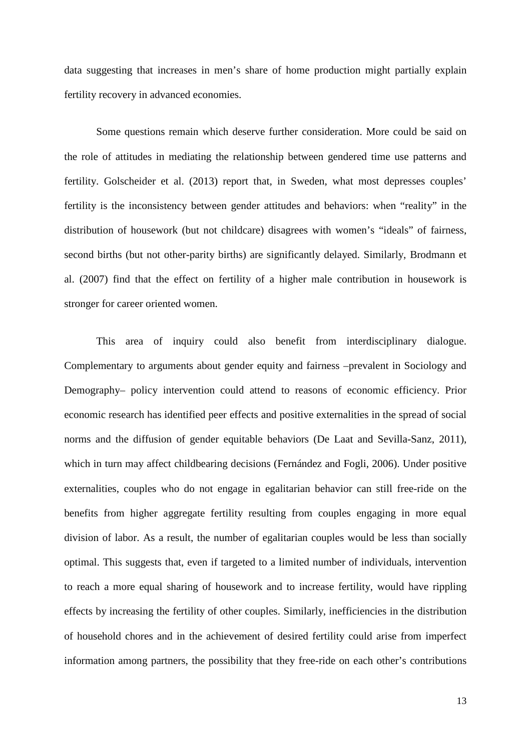data suggesting that increases in men's share of home production might partially explain fertility recovery in advanced economies.

Some questions remain which deserve further consideration. More could be said on the role of attitudes in mediating the relationship between gendered time use patterns and fertility. Golscheider et al. (2013) report that, in Sweden, what most depresses couples' fertility is the inconsistency between gender attitudes and behaviors: when "reality" in the distribution of housework (but not childcare) disagrees with women's "ideals" of fairness, second births (but not other-parity births) are significantly delayed. Similarly, Brodmann et al. (2007) find that the effect on fertility of a higher male contribution in housework is stronger for career oriented women.

This area of inquiry could also benefit from interdisciplinary dialogue. Complementary to arguments about gender equity and fairness –prevalent in Sociology and Demography– policy intervention could attend to reasons of economic efficiency. Prior economic research has identified peer effects and positive externalities in the spread of social norms and the diffusion of gender equitable behaviors (De Laat and Sevilla-Sanz, 2011), which in turn may affect childbearing decisions (Fernández and Fogli, 2006). Under positive externalities, couples who do not engage in egalitarian behavior can still free-ride on the benefits from higher aggregate fertility resulting from couples engaging in more equal division of labor. As a result, the number of egalitarian couples would be less than socially optimal. This suggests that, even if targeted to a limited number of individuals, intervention to reach a more equal sharing of housework and to increase fertility, would have rippling effects by increasing the fertility of other couples. Similarly, inefficiencies in the distribution of household chores and in the achievement of desired fertility could arise from imperfect information among partners, the possibility that they free-ride on each other's contributions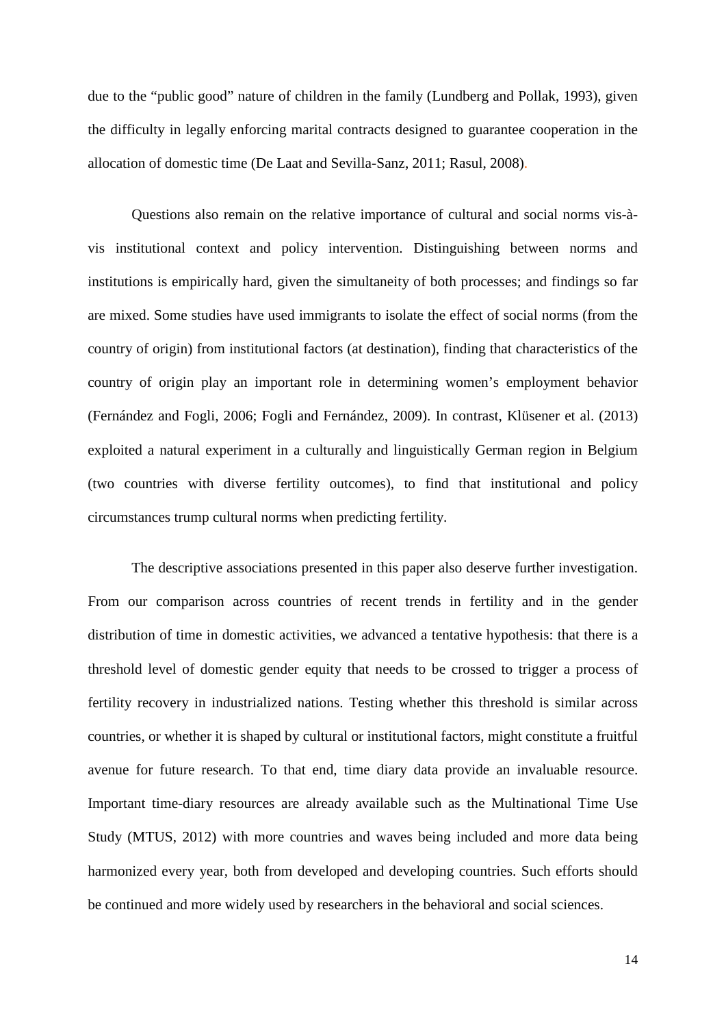due to the "public good" nature of children in the family (Lundberg and Pollak, 1993), given the difficulty in legally enforcing marital contracts designed to guarantee cooperation in the allocation of domestic time (De Laat and Sevilla-Sanz, 2011; Rasul, 2008).

Questions also remain on the relative importance of cultural and social norms vis-à-vis institutional context and policy intervention. Distinguishing between norms and institutions is empirically hard, given the simultaneity of both processes; and findings so far are mixed. Some studies have used immigrants to isolate the effect of social norms (from the country of origin) from institutional factors (at destination), finding that characteristics of the country of origin play an important role in determining women's employment behavior (Fernández and Fogli, 2006; Fogli and Fernández, 2009). In contrast, Klüsener et al. (2013) exploited a natural experiment in a culturally and linguistically German region in Belgium (two countries with diverse fertility outcomes), to find that institutional and policy circumstances trump cultural norms when predicting fertility.

The descriptive associations presented in this paper also deserve further investigation. From our comparison across countries of recent trends in fertility and in the gender distribution of time in domestic activities, we advanced a tentative hypothesis: that there is a threshold level of domestic gender equity that needs to be crossed to trigger a process of fertility recovery in industrialized nations. Testing whether this threshold is similar across countries, or whether it is shaped by cultural or institutional factors, might constitute a fruitful avenue for future research. To that end, time diary data provide an invaluable resource. Important time-diary resources are already available such as the Multinational Time Use Study (MTUS, 2012) with more countries and waves being included and more data being harmonized every year, both from developed and developing countries. Such efforts should be continued and more widely used by researchers in the behavioral and social sciences.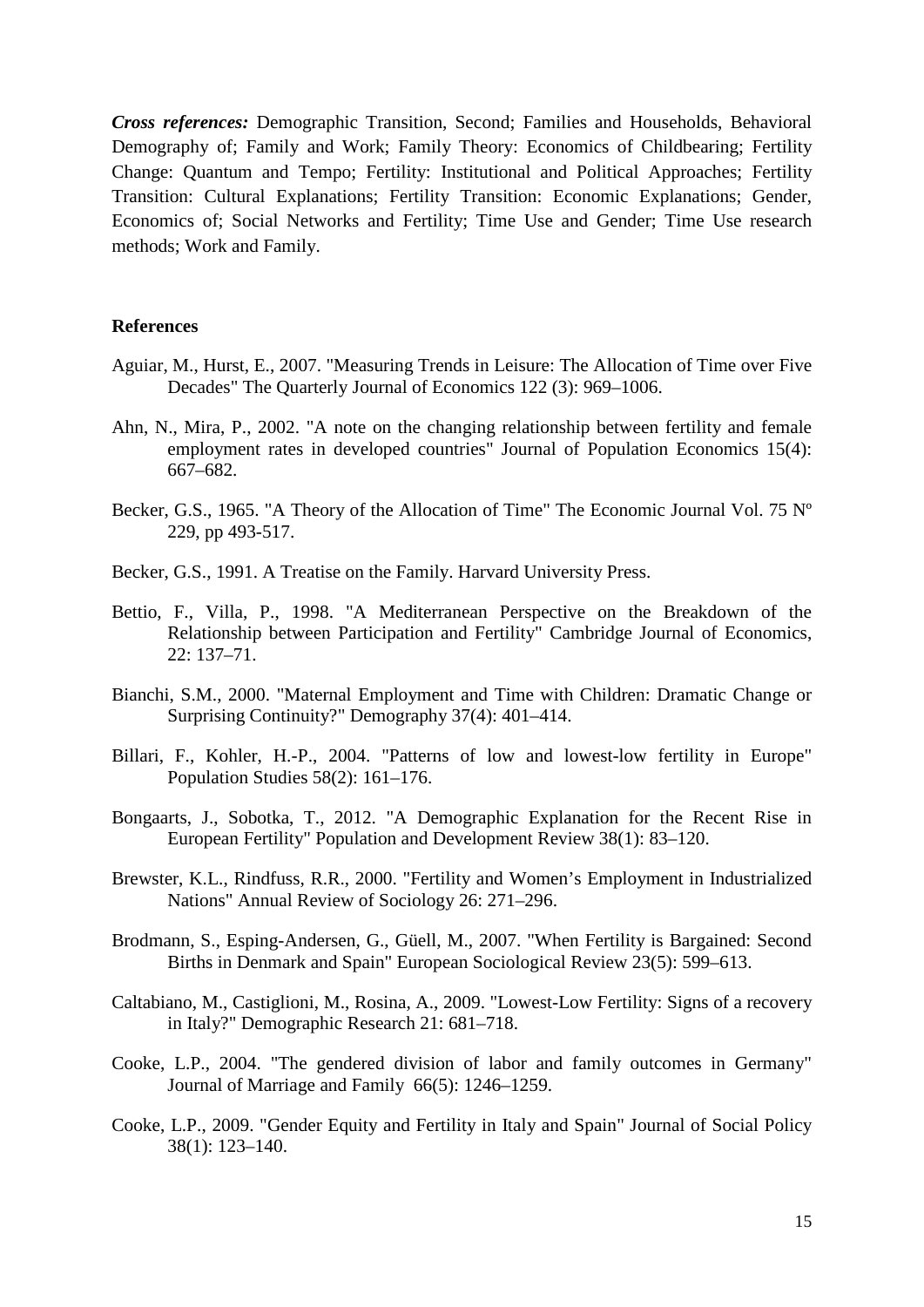***Cross references:*** Demographic Transition, Second; Families and Households, Behavioral Demography of; Family and Work; Family Theory: Economics of Childbearing; Fertility Change: Quantum and Tempo; Fertility: Institutional and Political Approaches; Fertility Transition: Cultural Explanations; Fertility Transition: Economic Explanations; Gender, Economics of; Social Networks and Fertility; Time Use and Gender; Time Use research methods; Work and Family.

**References**

Aguiar, M., Hurst, E., 2007. "Measuring Trends in Leisure: The Allocation of Time over Five Decades" The Quarterly Journal of Economics 122 (3): 969–1006.

Ahn, N., Mira, P., 2002. "A note on the changing relationship between fertility and female employment rates in developed countries" Journal of Population Economics 15(4): 667–682.

Becker, G.S., 1965. "A Theory of the Allocation of Time" The Economic Journal Vol. 75 Nº 229, pp 493-517.

Becker, G.S., 1991. A Treatise on the Family. Harvard University Press.

Bettio, F., Villa, P., 1998. "A Mediterranean Perspective on the Breakdown of the Relationship between Participation and Fertility" Cambridge Journal of Economics, 22: 137–71.

Bianchi, S.M., 2000. "Maternal Employment and Time with Children: Dramatic Change or Surprising Continuity?" Demography 37(4): 401–414.

Billari, F., Kohler, H.-P., 2004. "Patterns of low and lowest-low fertility in Europe" Population Studies 58(2): 161–176.

Bongaarts, J., Sobotka, T., 2012. "A Demographic Explanation for the Recent Rise in European Fertility" Population and Development Review 38(1): 83–120.

Brewster, K.L., Rindfuss, R.R., 2000. "Fertility and Women's Employment in Industrialized Nations" Annual Review of Sociology 26: 271–296.

Brodmann, S., Esping-Andersen, G., Güell, M., 2007. "When Fertility is Bargained: Second Births in Denmark and Spain" European Sociological Review 23(5): 599–613.

Caltabiano, M., Castiglioni, M., Rosina, A., 2009. "Lowest-Low Fertility: Signs of a recovery in Italy?" Demographic Research 21: 681–718.

Cooke, L.P., 2004. "The gendered division of labor and family outcomes in Germany" Journal of Marriage and Family 66(5): 1246–1259.

Cooke, L.P., 2009. "Gender Equity and Fertility in Italy and Spain" Journal of Social Policy 38(1): 123–140.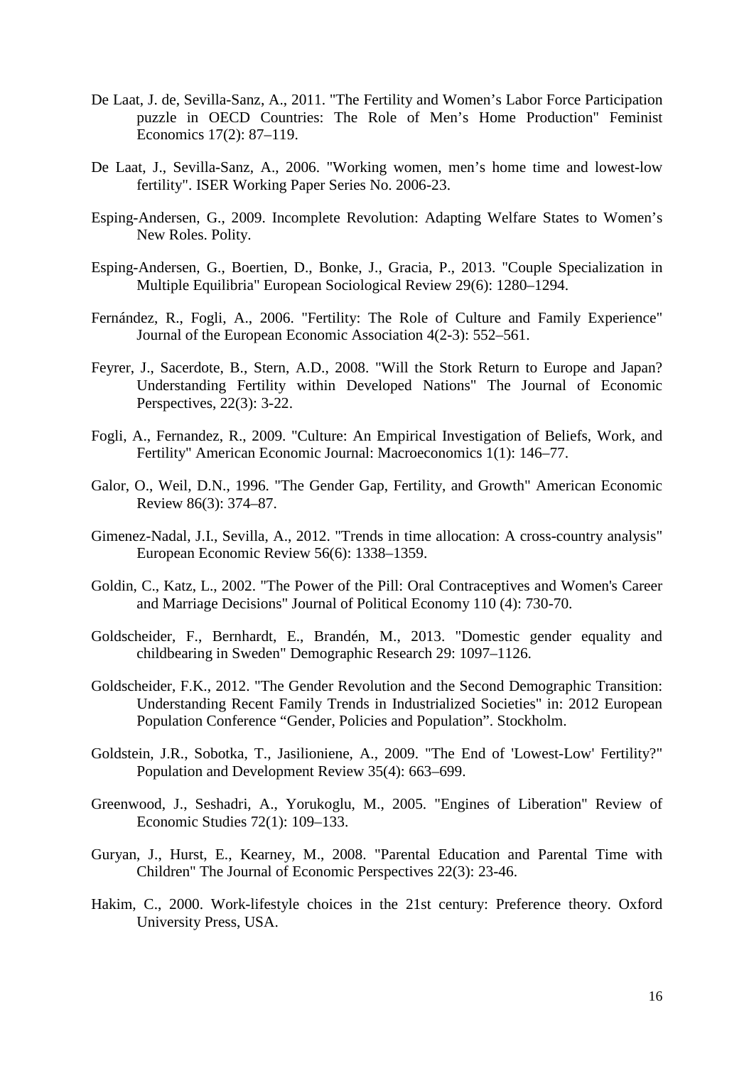De Laat, J. de, Sevilla-Sanz, A., 2011. "The Fertility and Women's Labor Force Participation puzzle in OECD Countries: The Role of Men's Home Production" Feminist Economics 17(2): 87–119.

De Laat, J., Sevilla-Sanz, A., 2006. "Working women, men's home time and lowest-low fertility". ISER Working Paper Series No. 2006-23.

Esping-Andersen, G., 2009. Incomplete Revolution: Adapting Welfare States to Women's New Roles. Polity.

Esping-Andersen, G., Boertien, D., Bonke, J., Gracia, P., 2013. "Couple Specialization in Multiple Equilibria" European Sociological Review 29(6): 1280–1294.

Fernández, R., Fogli, A., 2006. "Fertility: The Role of Culture and Family Experience" Journal of the European Economic Association 4(2-3): 552–561.

Feyrer, J., Sacerdote, B., Stern, A.D., 2008. "Will the Stork Return to Europe and Japan? Understanding Fertility within Developed Nations" The Journal of Economic Perspectives, 22(3): 3-22.

Fogli, A., Fernandez, R., 2009. "Culture: An Empirical Investigation of Beliefs, Work, and Fertility" American Economic Journal: Macroeconomics 1(1): 146–77.

Galor, O., Weil, D.N., 1996. "The Gender Gap, Fertility, and Growth" American Economic Review 86(3): 374–87.

Gimenez-Nadal, J.I., Sevilla, A., 2012. "Trends in time allocation: A cross-country analysis" European Economic Review 56(6): 1338–1359.

Goldin, C., Katz, L., 2002. "The Power of the Pill: Oral Contraceptives and Women's Career and Marriage Decisions" Journal of Political Economy 110 (4): 730-70.

Goldscheider, F., Bernhardt, E., Brandén, M., 2013. "Domestic gender equality and childbearing in Sweden" Demographic Research 29: 1097–1126.

Goldscheider, F.K., 2012. "The Gender Revolution and the Second Demographic Transition: Understanding Recent Family Trends in Industrialized Societies" in: 2012 European Population Conference "Gender, Policies and Population". Stockholm.

Goldstein, J.R., Sobotka, T., Jasilioniene, A., 2009. "The End of 'Lowest-Low' Fertility?" Population and Development Review 35(4): 663–699.

Greenwood, J., Seshadri, A., Yorukoglu, M., 2005. "Engines of Liberation" Review of Economic Studies 72(1): 109–133.

Guryan, J., Hurst, E., Kearney, M., 2008. "Parental Education and Parental Time with Children" The Journal of Economic Perspectives 22(3): 23-46.

Hakim, C., 2000. Work-lifestyle choices in the 21st century: Preference theory. Oxford University Press, USA.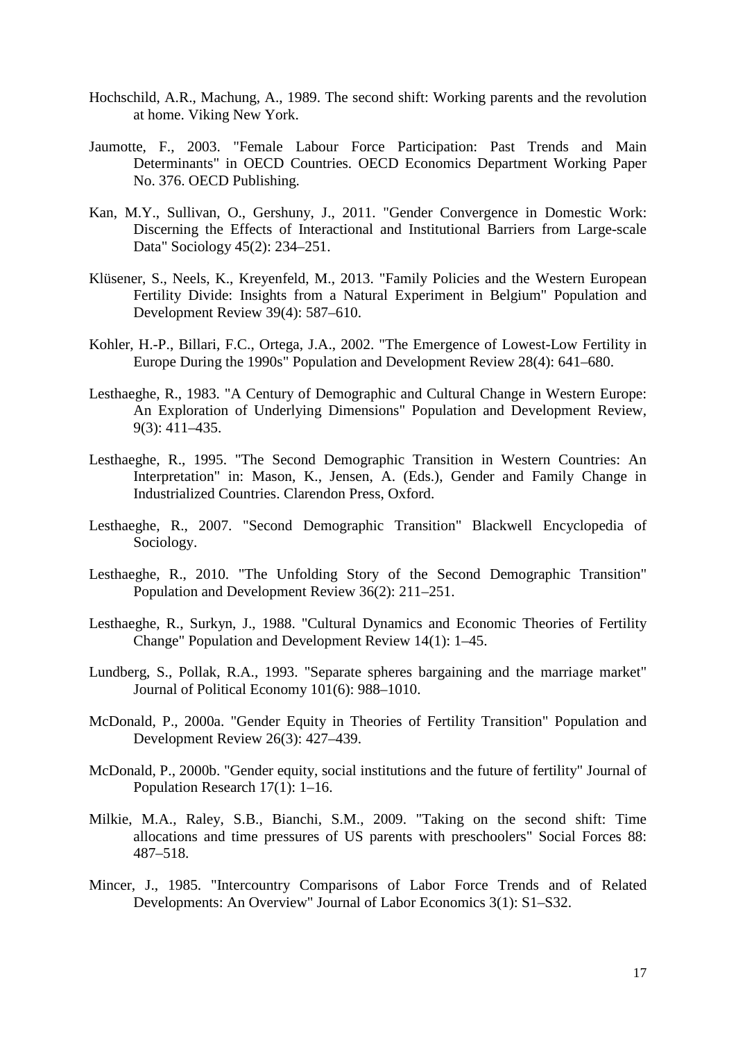Hochschild, A.R., Machung, A., 1989. The second shift: Working parents and the revolution at home. Viking New York.

Jaumotte, F., 2003. "Female Labour Force Participation: Past Trends and Main Determinants" in OECD Countries. OECD Economics Department Working Paper No. 376. OECD Publishing.

Kan, M.Y., Sullivan, O., Gershuny, J., 2011. "Gender Convergence in Domestic Work: Discerning the Effects of Interactional and Institutional Barriers from Large-scale Data" Sociology 45(2): 234–251.

Klüsener, S., Neels, K., Kreyenfeld, M., 2013. "Family Policies and the Western European Fertility Divide: Insights from a Natural Experiment in Belgium" Population and Development Review 39(4): 587–610.

Kohler, H.-P., Billari, F.C., Ortega, J.A., 2002. "The Emergence of Lowest-Low Fertility in Europe During the 1990s" Population and Development Review 28(4): 641–680.

Lesthaeghe, R., 1983. "A Century of Demographic and Cultural Change in Western Europe: An Exploration of Underlying Dimensions" Population and Development Review, 9(3): 411–435.

Lesthaeghe, R., 1995. "The Second Demographic Transition in Western Countries: An Interpretation" in: Mason, K., Jensen, A. (Eds.), Gender and Family Change in Industrialized Countries. Clarendon Press, Oxford.

Lesthaeghe, R., 2007. "Second Demographic Transition" Blackwell Encyclopedia of Sociology.

Lesthaeghe, R., 2010. "The Unfolding Story of the Second Demographic Transition" Population and Development Review 36(2): 211–251.

Lesthaeghe, R., Surkyn, J., 1988. "Cultural Dynamics and Economic Theories of Fertility Change" Population and Development Review 14(1): 1–45.

Lundberg, S., Pollak, R.A., 1993. "Separate spheres bargaining and the marriage market" Journal of Political Economy 101(6): 988–1010.

McDonald, P., 2000a. "Gender Equity in Theories of Fertility Transition" Population and Development Review 26(3): 427–439.

McDonald, P., 2000b. "Gender equity, social institutions and the future of fertility" Journal of Population Research 17(1): 1–16.

Milkie, M.A., Raley, S.B., Bianchi, S.M., 2009. "Taking on the second shift: Time allocations and time pressures of US parents with preschoolers" Social Forces 88: 487–518.

Mincer, J., 1985. "Intercountry Comparisons of Labor Force Trends and of Related Developments: An Overview" Journal of Labor Economics 3(1): S1–S32.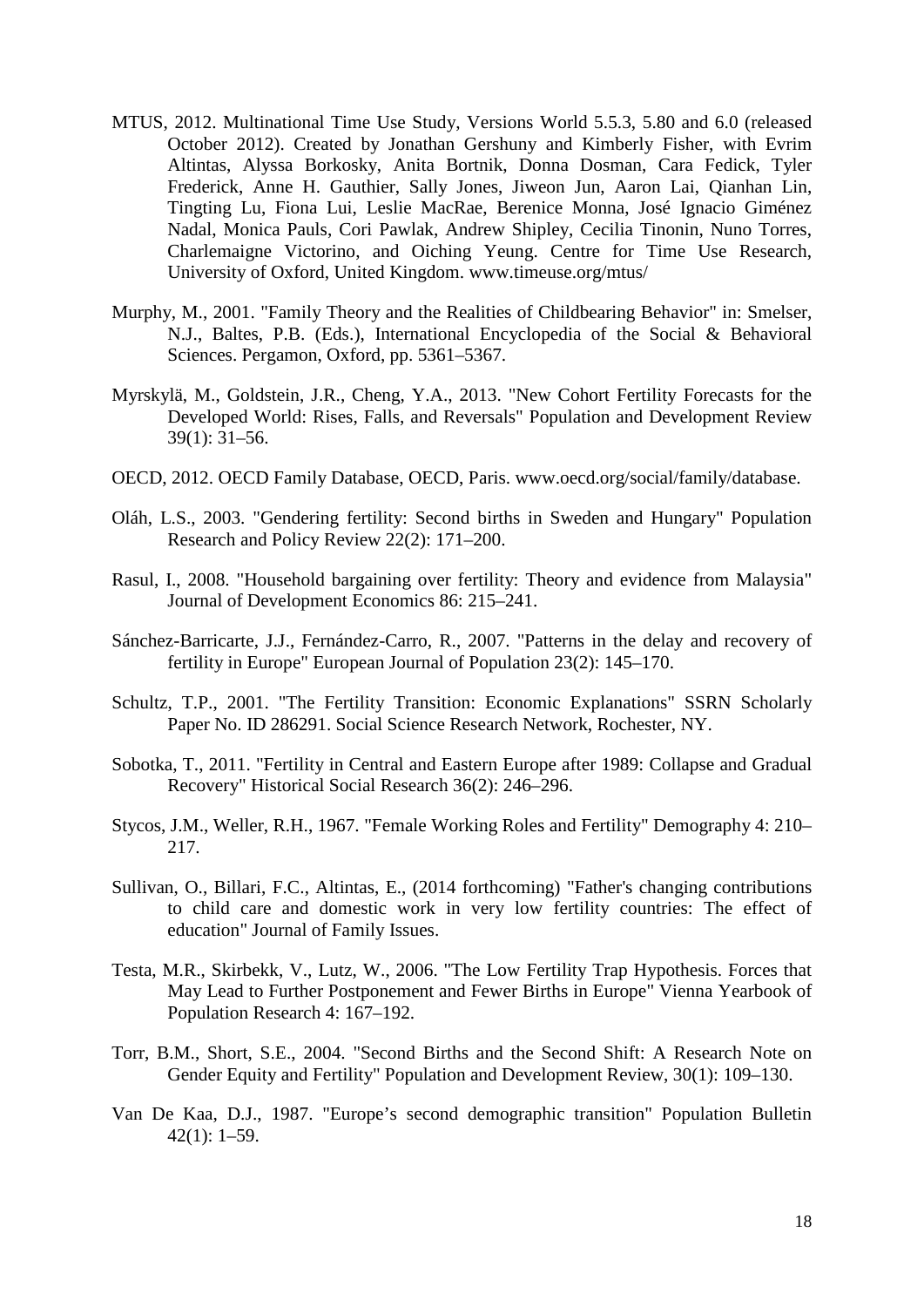MTUS, 2012. Multinational Time Use Study, Versions World 5.5.3, 5.80 and 6.0 (released October 2012). Created by Jonathan Gershuny and Kimberly Fisher, with Evrim Altintas, Alyssa Borkosky, Anita Bortnik, Donna Dosman, Cara Fedick, Tyler Frederick, Anne H. Gauthier, Sally Jones, Jiweon Jun, Aaron Lai, Qianhan Lin, Tingting Lu, Fiona Lui, Leslie MacRae, Berenice Monna, José Ignacio Giménez Nadal, Monica Pauls, Cori Pawlak, Andrew Shipley, Cecilia Tinonin, Nuno Torres, Charlemaigne Victorino, and Oiching Yeung. Centre for Time Use Research, University of Oxford, United Kingdom. www.timeuse.org/mtus/

Murphy, M., 2001. "Family Theory and the Realities of Childbearing Behavior" in: Smelser, N.J., Baltes, P.B. (Eds.), International Encyclopedia of the Social & Behavioral Sciences. Pergamon, Oxford, pp. 5361–5367.

Myrskylä, M., Goldstein, J.R., Cheng, Y.A., 2013. "New Cohort Fertility Forecasts for the Developed World: Rises, Falls, and Reversals" Population and Development Review 39(1): 31–56.

OECD, 2012. OECD Family Database, OECD, Paris. www.oecd.org/social/family/database.

Oláh, L.S., 2003. "Gendering fertility: Second births in Sweden and Hungary" Population Research and Policy Review 22(2): 171–200.

Rasul, I., 2008. "Household bargaining over fertility: Theory and evidence from Malaysia" Journal of Development Economics 86: 215–241.

Sánchez-Barricarte, J.J., Fernández-Carro, R., 2007. "Patterns in the delay and recovery of fertility in Europe" European Journal of Population 23(2): 145–170.

Schultz, T.P., 2001. "The Fertility Transition: Economic Explanations" SSRN Scholarly Paper No. ID 286291. Social Science Research Network, Rochester, NY.

Sobotka, T., 2011. "Fertility in Central and Eastern Europe after 1989: Collapse and Gradual Recovery" Historical Social Research 36(2): 246–296.

Stycos, J.M., Weller, R.H., 1967. "Female Working Roles and Fertility" Demography 4: 210–217.

Sullivan, O., Billari, F.C., Altintas, E., (2014 forthcoming) "Father's changing contributions to child care and domestic work in very low fertility countries: The effect of education" Journal of Family Issues.

Testa, M.R., Skirbekk, V., Lutz, W., 2006. "The Low Fertility Trap Hypothesis. Forces that May Lead to Further Postponement and Fewer Births in Europe" Vienna Yearbook of Population Research 4: 167–192.

Torr, B.M., Short, S.E., 2004. "Second Births and the Second Shift: A Research Note on Gender Equity and Fertility" Population and Development Review, 30(1): 109–130.

Van De Kaa, D.J., 1987. "Europe's second demographic transition" Population Bulletin 42(1): 1–59.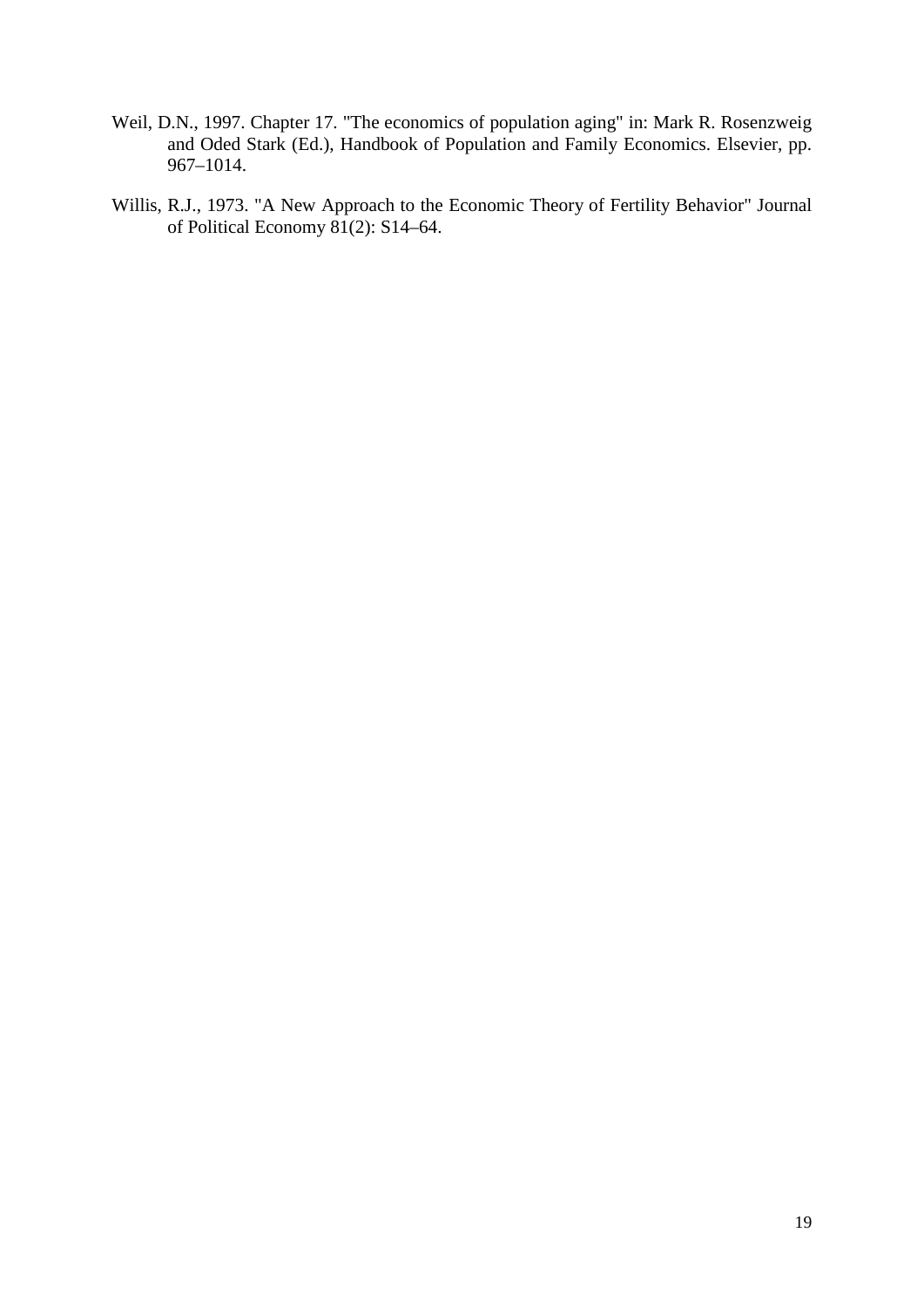Weil, D.N., 1997. Chapter 17. "The economics of population aging" in: Mark R. Rosenzweig and Oded Stark (Ed.), Handbook of Population and Family Economics. Elsevier, pp. 967–1014.

Willis, R.J., 1973. "A New Approach to the Economic Theory of Fertility Behavior" Journal of Political Economy 81(2): S14–64.